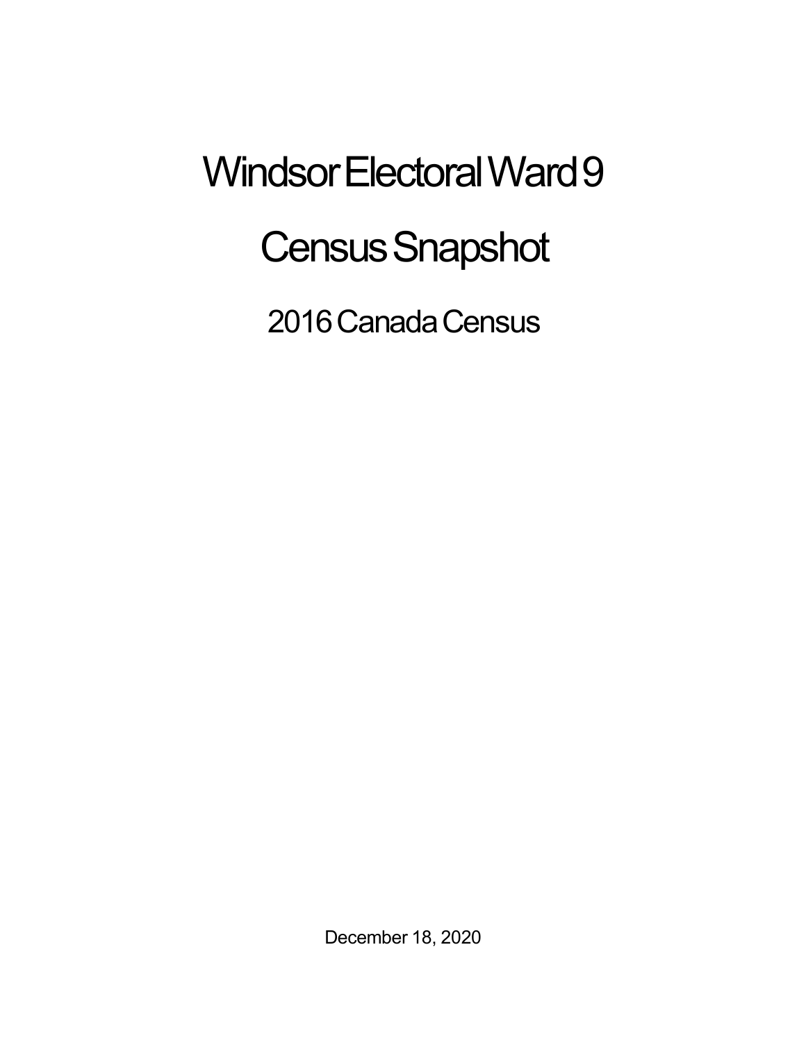# Windsor Electoral Ward 9

# Census Snapshot

## 2016 Canada Census

December 18, 2020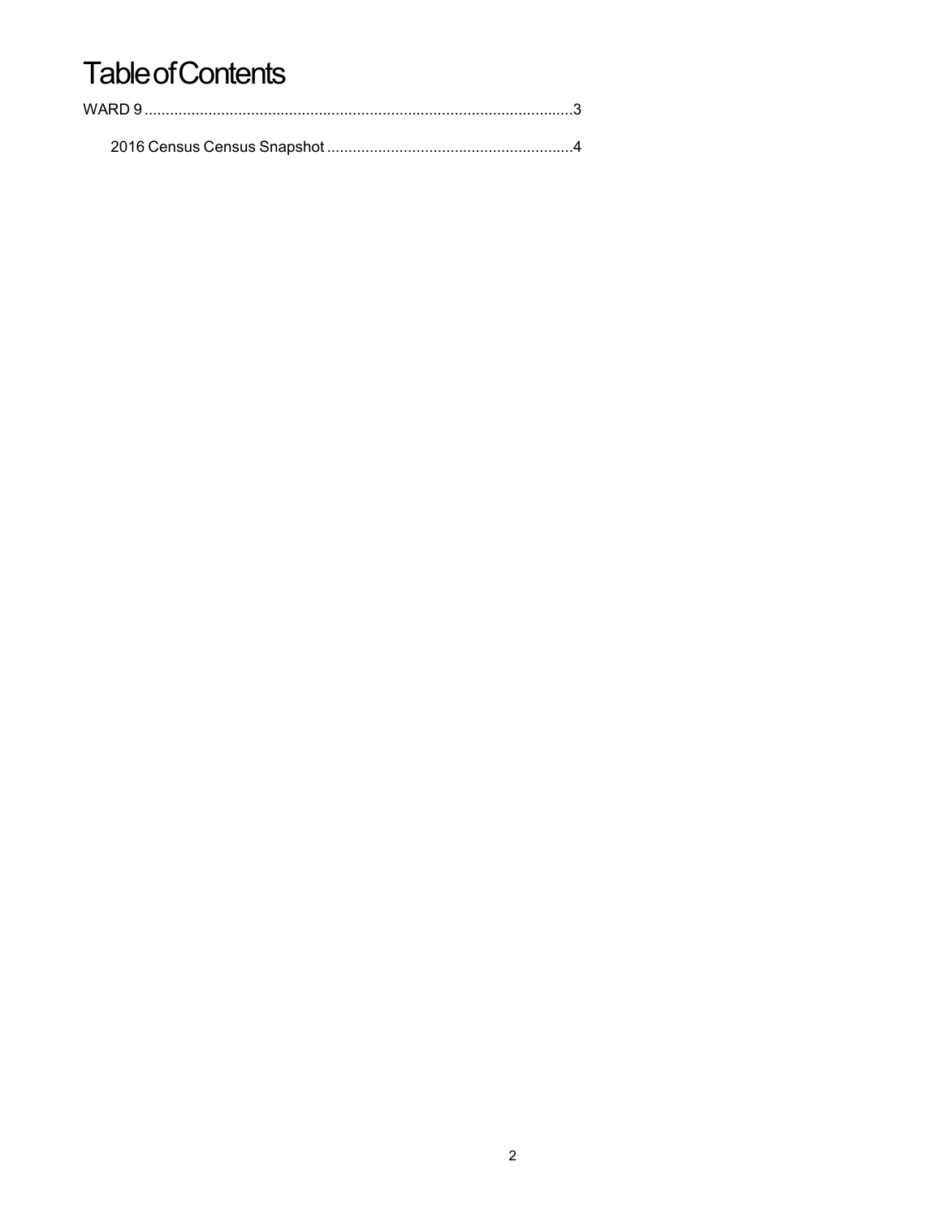# Table of Contents

WARD 9 ....................................................................................................3

2016 Census Census Snapshot .........................................................4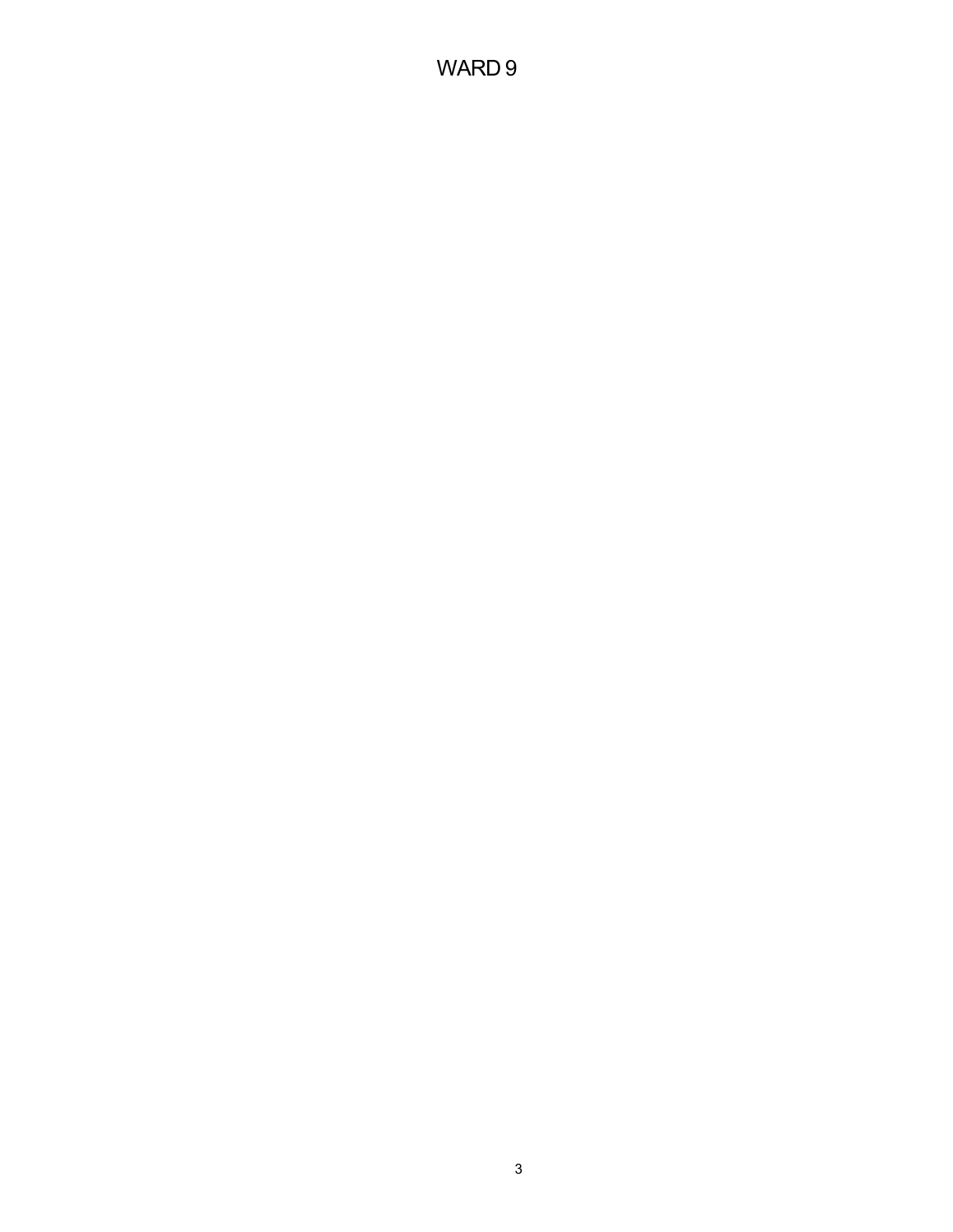# WARD 9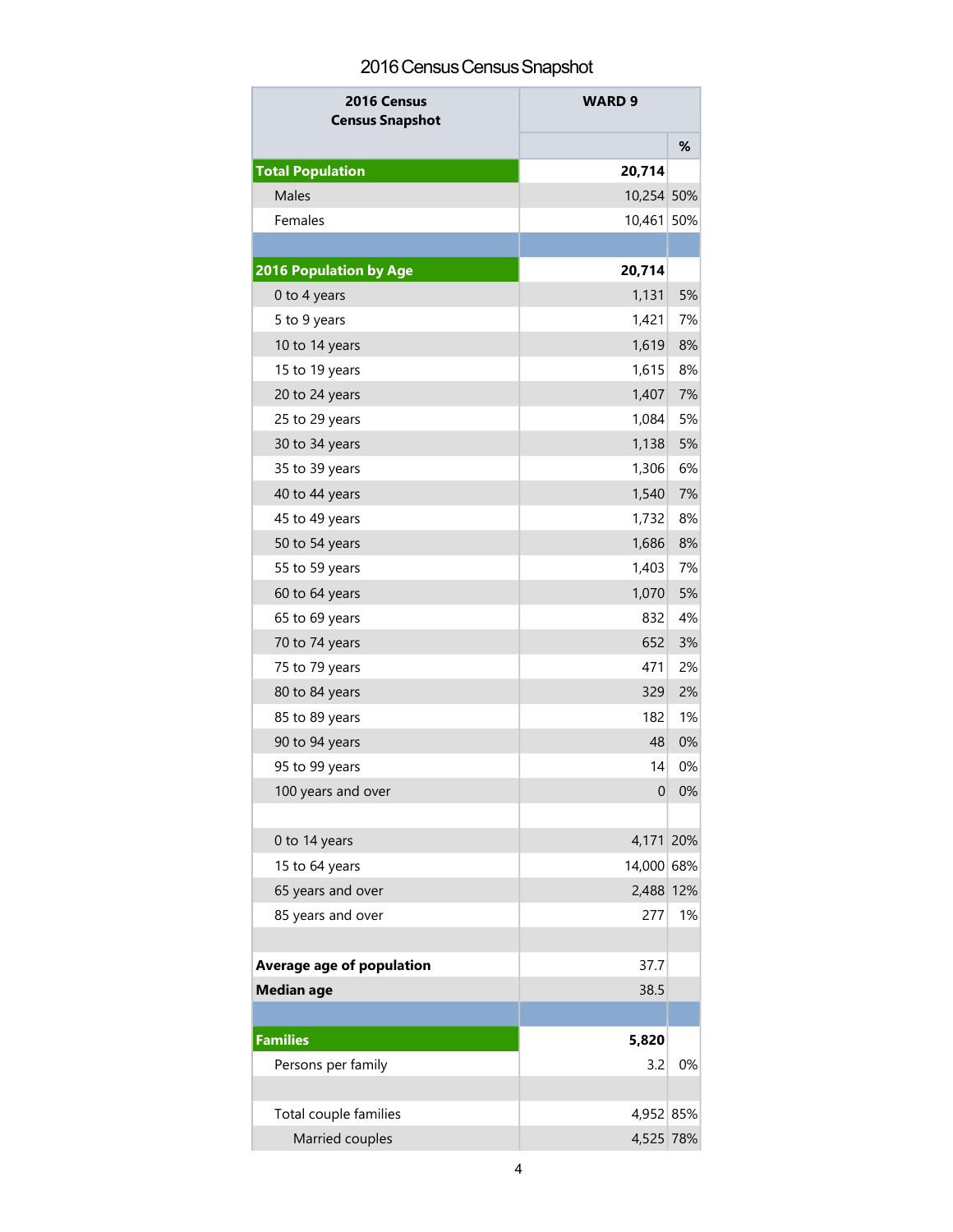# 2016 Census Census Snapshot

| 2016 Census Census Snapshot | WARD 9 | |
|---|---|---|
| | | % |
| **Total Population** | **20,714** | |
| Males | 10,254 | 50% |
| Females | 10,461 | 50% |
| | | |
| **2016 Population by Age** | **20,714** | |
| 0 to 4 years | 1,131 | 5% |
| 5 to 9 years | 1,421 | 7% |
| 10 to 14 years | 1,619 | 8% |
| 15 to 19 years | 1,615 | 8% |
| 20 to 24 years | 1,407 | 7% |
| 25 to 29 years | 1,084 | 5% |
| 30 to 34 years | 1,138 | 5% |
| 35 to 39 years | 1,306 | 6% |
| 40 to 44 years | 1,540 | 7% |
| 45 to 49 years | 1,732 | 8% |
| 50 to 54 years | 1,686 | 8% |
| 55 to 59 years | 1,403 | 7% |
| 60 to 64 years | 1,070 | 5% |
| 65 to 69 years | 832 | 4% |
| 70 to 74 years | 652 | 3% |
| 75 to 79 years | 471 | 2% |
| 80 to 84 years | 329 | 2% |
| 85 to 89 years | 182 | 1% |
| 90 to 94 years | 48 | 0% |
| 95 to 99 years | 14 | 0% |
| 100 years and over | 0 | 0% |
| | | |
| 0 to 14 years | 4,171 | 20% |
| 15 to 64 years | 14,000 | 68% |
| 65 years and over | 2,488 | 12% |
| 85 years and over | 277 | 1% |
| | | |
| **Average age of population** | 37.7 | |
| **Median age** | 38.5 | |
| | | |
| **Families** | **5,820** | |
| Persons per family | 3.2 | 0% |
| | | |
| Total couple families | 4,952 | 85% |
| Married couples | 4,525 | 78% |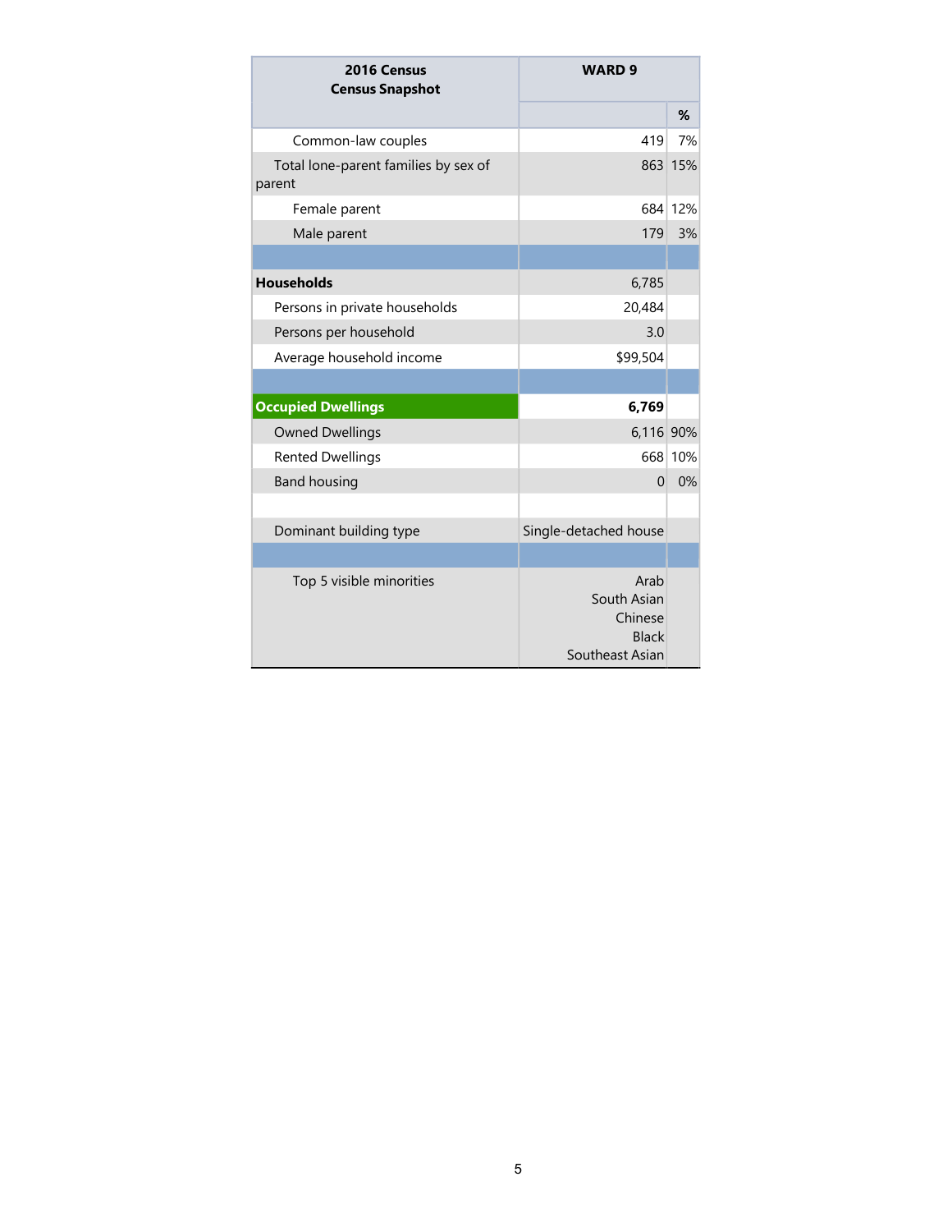| 2016 Census Census Snapshot | WARD 9 | |
|---|---|---|
| | | % |
| Common-law couples | 419 | 7% |
| Total lone-parent families by sex of parent | 863 | 15% |
| Female parent | 684 | 12% |
| Male parent | 179 | 3% |
| | | |
| **Households** | 6,785 | |
| Persons in private households | 20,484 | |
| Persons per household | 3.0 | |
| Average household income | $99,504 | |
| | | |
| **Occupied Dwellings** | **6,769** | |
| Owned Dwellings | 6,116 | 90% |
| Rented Dwellings | 668 | 10% |
| Band housing | 0 | 0% |
| | | |
| Dominant building type | Single-detached house | |
| | | |
| Top 5 visible minorities | Arab<br>South Asian<br>Chinese<br>Black<br>Southeast Asian | |